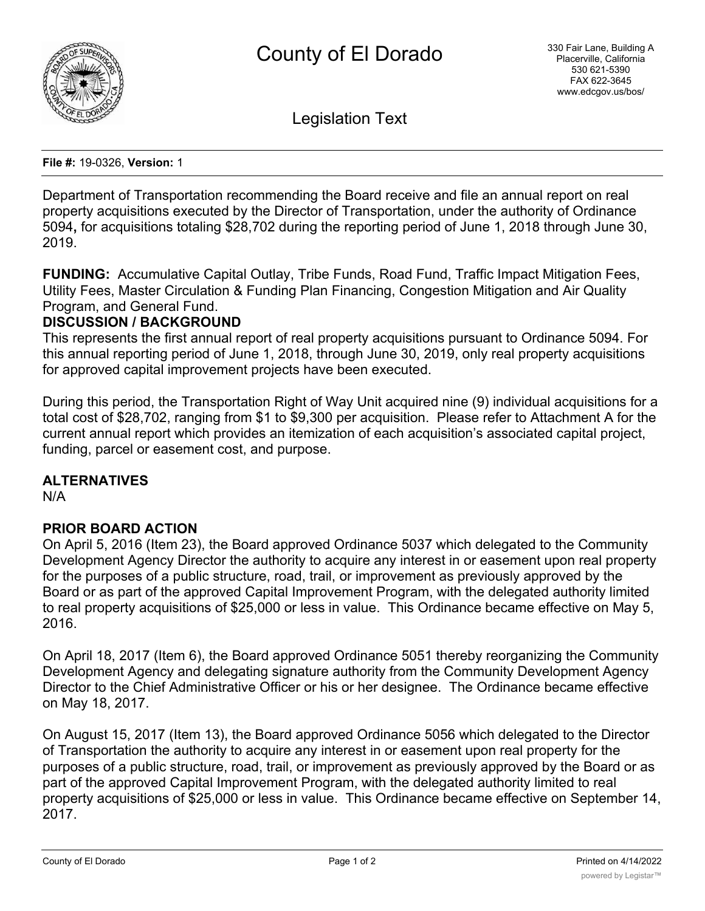# County of El Dorado

330 Fair Lane, Building A
Placerville, California
530 621-5390
FAX 622-3645
www.edcgov.us/bos/

## Legislation Text

**File #:** 19-0326, **Version:** 1

Department of Transportation recommending the Board receive and file an annual report on real property acquisitions executed by the Director of Transportation, under the authority of Ordinance 5094**,** for acquisitions totaling $28,702 during the reporting period of June 1, 2018 through June 30, 2019.

**FUNDING:** Accumulative Capital Outlay, Tribe Funds, Road Fund, Traffic Impact Mitigation Fees, Utility Fees, Master Circulation & Funding Plan Financing, Congestion Mitigation and Air Quality Program, and General Fund.

**DISCUSSION / BACKGROUND**

This represents the first annual report of real property acquisitions pursuant to Ordinance 5094. For this annual reporting period of June 1, 2018, through June 30, 2019, only real property acquisitions for approved capital improvement projects have been executed.

During this period, the Transportation Right of Way Unit acquired nine (9) individual acquisitions for a total cost of $28,702, ranging from $1 to $9,300 per acquisition. Please refer to Attachment A for the current annual report which provides an itemization of each acquisition's associated capital project, funding, parcel or easement cost, and purpose.

**ALTERNATIVES**

N/A

**PRIOR BOARD ACTION**

On April 5, 2016 (Item 23), the Board approved Ordinance 5037 which delegated to the Community Development Agency Director the authority to acquire any interest in or easement upon real property for the purposes of a public structure, road, trail, or improvement as previously approved by the Board or as part of the approved Capital Improvement Program, with the delegated authority limited to real property acquisitions of $25,000 or less in value. This Ordinance became effective on May 5, 2016.

On April 18, 2017 (Item 6), the Board approved Ordinance 5051 thereby reorganizing the Community Development Agency and delegating signature authority from the Community Development Agency Director to the Chief Administrative Officer or his or her designee. The Ordinance became effective on May 18, 2017.

On August 15, 2017 (Item 13), the Board approved Ordinance 5056 which delegated to the Director of Transportation the authority to acquire any interest in or easement upon real property for the purposes of a public structure, road, trail, or improvement as previously approved by the Board or as part of the approved Capital Improvement Program, with the delegated authority limited to real property acquisitions of $25,000 or less in value. This Ordinance became effective on September 14, 2017.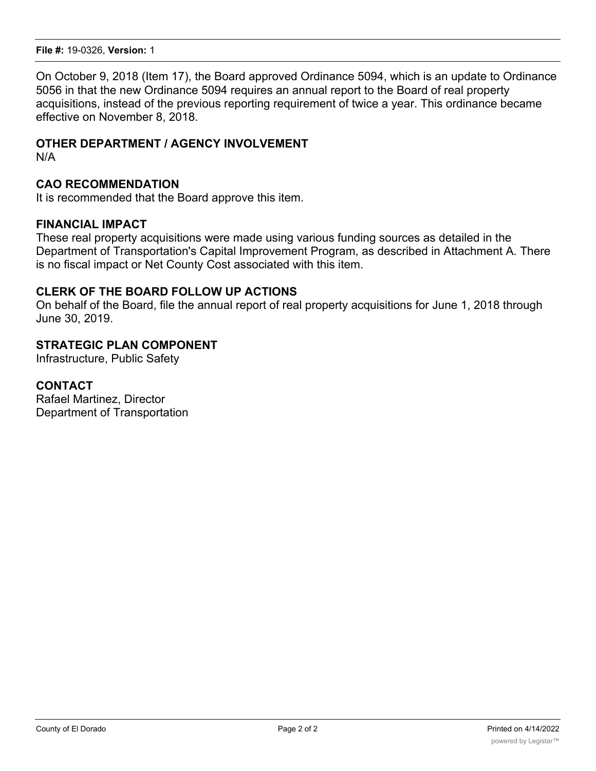On October 9, 2018 (Item 17), the Board approved Ordinance 5094, which is an update to Ordinance 5056 in that the new Ordinance 5094 requires an annual report to the Board of real property acquisitions, instead of the previous reporting requirement of twice a year. This ordinance became effective on November 8, 2018.

## OTHER DEPARTMENT / AGENCY INVOLVEMENT

N/A

## CAO RECOMMENDATION

It is recommended that the Board approve this item.

## FINANCIAL IMPACT

These real property acquisitions were made using various funding sources as detailed in the Department of Transportation's Capital Improvement Program, as described in Attachment A. There is no fiscal impact or Net County Cost associated with this item.

## CLERK OF THE BOARD FOLLOW UP ACTIONS

On behalf of the Board, file the annual report of real property acquisitions for June 1, 2018 through June 30, 2019.

## STRATEGIC PLAN COMPONENT

Infrastructure, Public Safety

## CONTACT

Rafael Martinez, Director
Department of Transportation